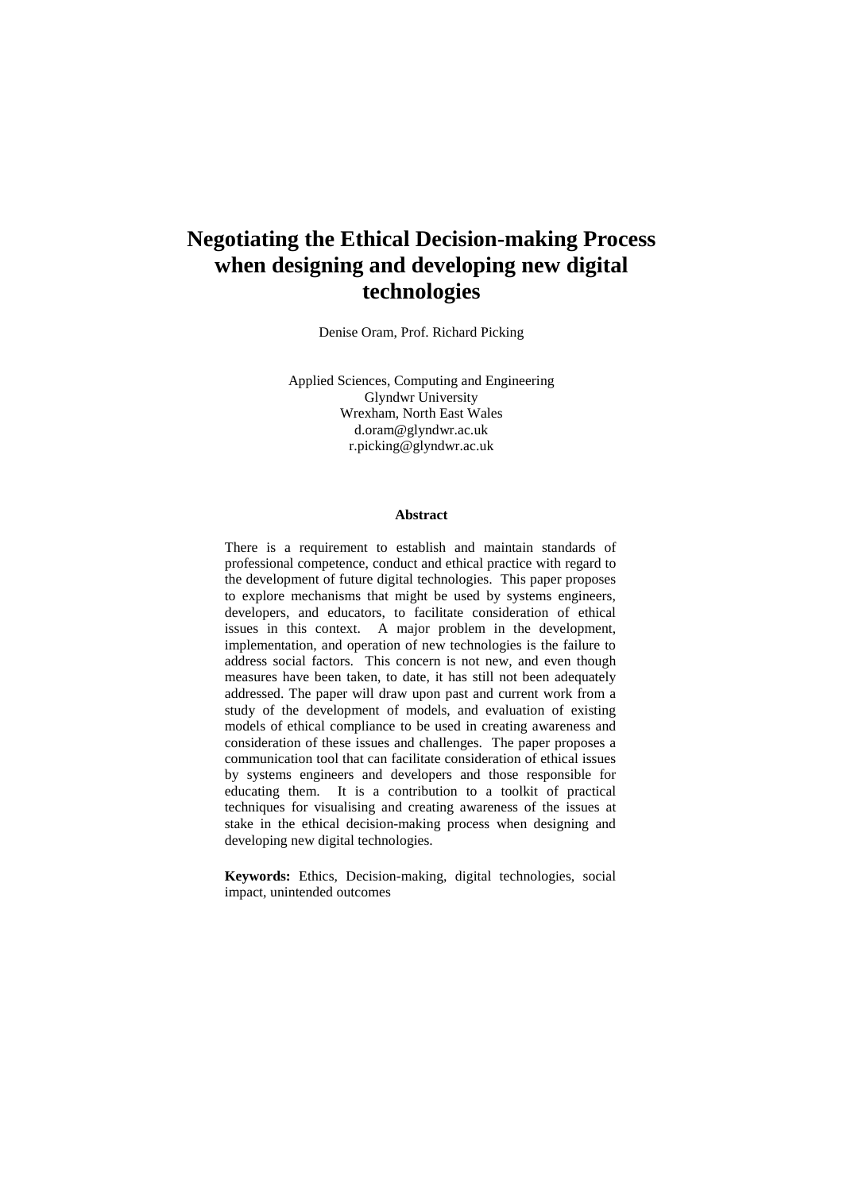# Negotiating the Ethical Decision-making Process when designing and developing new digital technologies

Denise Oram, Prof. Richard Picking

Applied Sciences, Computing and Engineering
Glyndwr University
Wrexham, North East Wales
d.oram@glyndwr.ac.uk
r.picking@glyndwr.ac.uk

**Abstract**

There is a requirement to establish and maintain standards of professional competence, conduct and ethical practice with regard to the development of future digital technologies. This paper proposes to explore mechanisms that might be used by systems engineers, developers, and educators, to facilitate consideration of ethical issues in this context. A major problem in the development, implementation, and operation of new technologies is the failure to address social factors. This concern is not new, and even though measures have been taken, to date, it has still not been adequately addressed. The paper will draw upon past and current work from a study of the development of models, and evaluation of existing models of ethical compliance to be used in creating awareness and consideration of these issues and challenges. The paper proposes a communication tool that can facilitate consideration of ethical issues by systems engineers and developers and those responsible for educating them. It is a contribution to a toolkit of practical techniques for visualising and creating awareness of the issues at stake in the ethical decision-making process when designing and developing new digital technologies.

**Keywords:** Ethics, Decision-making, digital technologies, social impact, unintended outcomes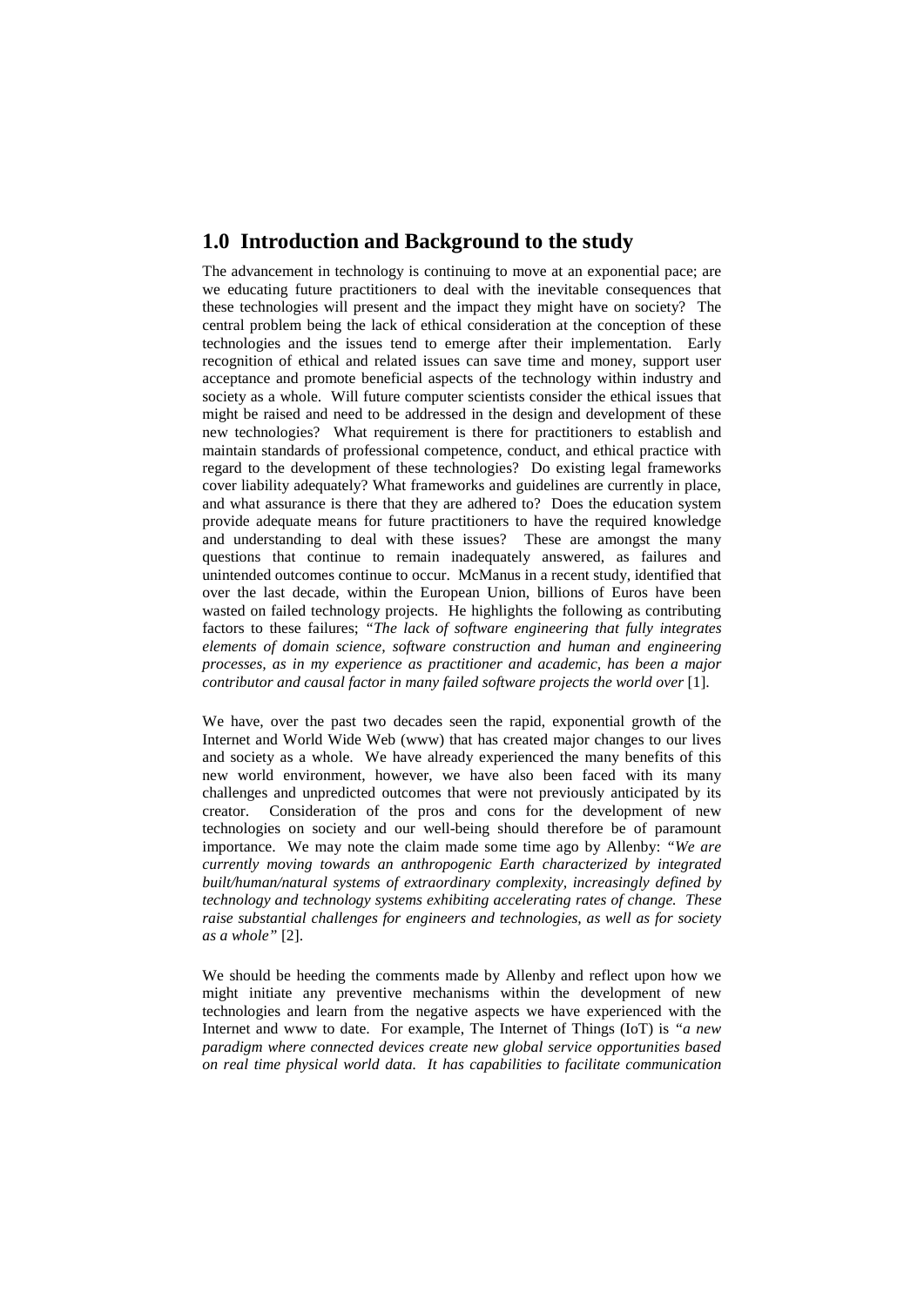## 1.0 Introduction and Background to the study

The advancement in technology is continuing to move at an exponential pace; are we educating future practitioners to deal with the inevitable consequences that these technologies will present and the impact they might have on society? The central problem being the lack of ethical consideration at the conception of these technologies and the issues tend to emerge after their implementation. Early recognition of ethical and related issues can save time and money, support user acceptance and promote beneficial aspects of the technology within industry and society as a whole. Will future computer scientists consider the ethical issues that might be raised and need to be addressed in the design and development of these new technologies? What requirement is there for practitioners to establish and maintain standards of professional competence, conduct, and ethical practice with regard to the development of these technologies? Do existing legal frameworks cover liability adequately? What frameworks and guidelines are currently in place, and what assurance is there that they are adhered to? Does the education system provide adequate means for future practitioners to have the required knowledge and understanding to deal with these issues? These are amongst the many questions that continue to remain inadequately answered, as failures and unintended outcomes continue to occur. McManus in a recent study, identified that over the last decade, within the European Union, billions of Euros have been wasted on failed technology projects. He highlights the following as contributing factors to these failures; *"The lack of software engineering that fully integrates elements of domain science, software construction and human and engineering processes, as in my experience as practitioner and academic, has been a major contributor and causal factor in many failed software projects the world over* [1].

We have, over the past two decades seen the rapid, exponential growth of the Internet and World Wide Web (www) that has created major changes to our lives and society as a whole. We have already experienced the many benefits of this new world environment, however, we have also been faced with its many challenges and unpredicted outcomes that were not previously anticipated by its creator. Consideration of the pros and cons for the development of new technologies on society and our well-being should therefore be of paramount importance. We may note the claim made some time ago by Allenby: *"We are currently moving towards an anthropogenic Earth characterized by integrated built/human/natural systems of extraordinary complexity, increasingly defined by technology and technology systems exhibiting accelerating rates of change. These raise substantial challenges for engineers and technologies, as well as for society as a whole"* [2].

We should be heeding the comments made by Allenby and reflect upon how we might initiate any preventive mechanisms within the development of new technologies and learn from the negative aspects we have experienced with the Internet and www to date. For example, The Internet of Things (IoT) is *"a new paradigm where connected devices create new global service opportunities based on real time physical world data. It has capabilities to facilitate communication*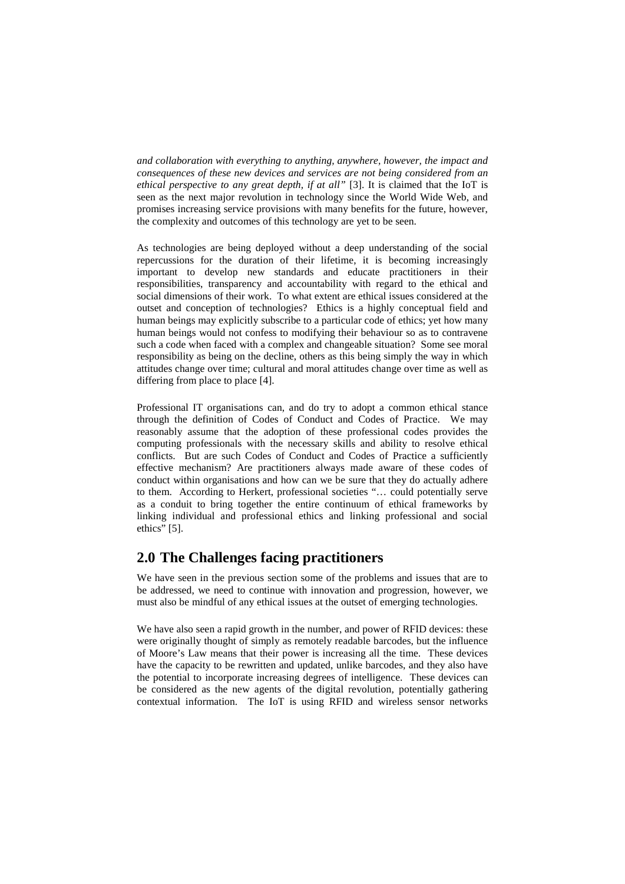*and collaboration with everything to anything, anywhere, however, the impact and consequences of these new devices and services are not being considered from an ethical perspective to any great depth, if at all"* [3]. It is claimed that the IoT is seen as the next major revolution in technology since the World Wide Web, and promises increasing service provisions with many benefits for the future, however, the complexity and outcomes of this technology are yet to be seen.

As technologies are being deployed without a deep understanding of the social repercussions for the duration of their lifetime, it is becoming increasingly important to develop new standards and educate practitioners in their responsibilities, transparency and accountability with regard to the ethical and social dimensions of their work. To what extent are ethical issues considered at the outset and conception of technologies? Ethics is a highly conceptual field and human beings may explicitly subscribe to a particular code of ethics; yet how many human beings would not confess to modifying their behaviour so as to contravene such a code when faced with a complex and changeable situation? Some see moral responsibility as being on the decline, others as this being simply the way in which attitudes change over time; cultural and moral attitudes change over time as well as differing from place to place [4].

Professional IT organisations can, and do try to adopt a common ethical stance through the definition of Codes of Conduct and Codes of Practice. We may reasonably assume that the adoption of these professional codes provides the computing professionals with the necessary skills and ability to resolve ethical conflicts. But are such Codes of Conduct and Codes of Practice a sufficiently effective mechanism? Are practitioners always made aware of these codes of conduct within organisations and how can we be sure that they do actually adhere to them. According to Herkert, professional societies "… could potentially serve as a conduit to bring together the entire continuum of ethical frameworks by linking individual and professional ethics and linking professional and social ethics" [5].

## 2.0 The Challenges facing practitioners

We have seen in the previous section some of the problems and issues that are to be addressed, we need to continue with innovation and progression, however, we must also be mindful of any ethical issues at the outset of emerging technologies.

We have also seen a rapid growth in the number, and power of RFID devices: these were originally thought of simply as remotely readable barcodes, but the influence of Moore's Law means that their power is increasing all the time. These devices have the capacity to be rewritten and updated, unlike barcodes, and they also have the potential to incorporate increasing degrees of intelligence. These devices can be considered as the new agents of the digital revolution, potentially gathering contextual information. The IoT is using RFID and wireless sensor networks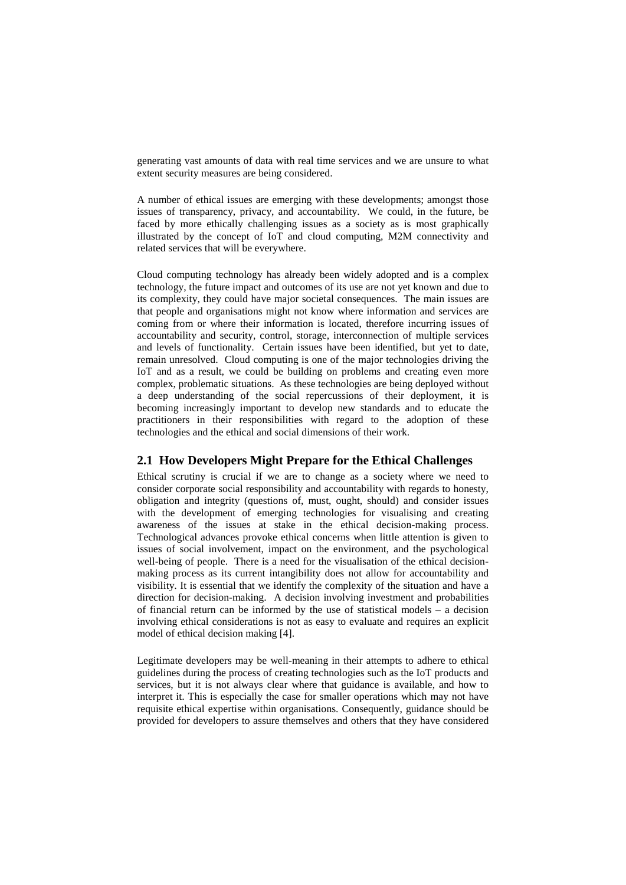generating vast amounts of data with real time services and we are unsure to what extent security measures are being considered.

A number of ethical issues are emerging with these developments; amongst those issues of transparency, privacy, and accountability. We could, in the future, be faced by more ethically challenging issues as a society as is most graphically illustrated by the concept of IoT and cloud computing, M2M connectivity and related services that will be everywhere.

Cloud computing technology has already been widely adopted and is a complex technology, the future impact and outcomes of its use are not yet known and due to its complexity, they could have major societal consequences. The main issues are that people and organisations might not know where information and services are coming from or where their information is located, therefore incurring issues of accountability and security, control, storage, interconnection of multiple services and levels of functionality. Certain issues have been identified, but yet to date, remain unresolved. Cloud computing is one of the major technologies driving the IoT and as a result, we could be building on problems and creating even more complex, problematic situations. As these technologies are being deployed without a deep understanding of the social repercussions of their deployment, it is becoming increasingly important to develop new standards and to educate the practitioners in their responsibilities with regard to the adoption of these technologies and the ethical and social dimensions of their work.

## 2.1 How Developers Might Prepare for the Ethical Challenges

Ethical scrutiny is crucial if we are to change as a society where we need to consider corporate social responsibility and accountability with regards to honesty, obligation and integrity (questions of, must, ought, should) and consider issues with the development of emerging technologies for visualising and creating awareness of the issues at stake in the ethical decision-making process. Technological advances provoke ethical concerns when little attention is given to issues of social involvement, impact on the environment, and the psychological well-being of people. There is a need for the visualisation of the ethical decision-making process as its current intangibility does not allow for accountability and visibility. It is essential that we identify the complexity of the situation and have a direction for decision-making. A decision involving investment and probabilities of financial return can be informed by the use of statistical models – a decision involving ethical considerations is not as easy to evaluate and requires an explicit model of ethical decision making [4].

Legitimate developers may be well-meaning in their attempts to adhere to ethical guidelines during the process of creating technologies such as the IoT products and services, but it is not always clear where that guidance is available, and how to interpret it. This is especially the case for smaller operations which may not have requisite ethical expertise within organisations. Consequently, guidance should be provided for developers to assure themselves and others that they have considered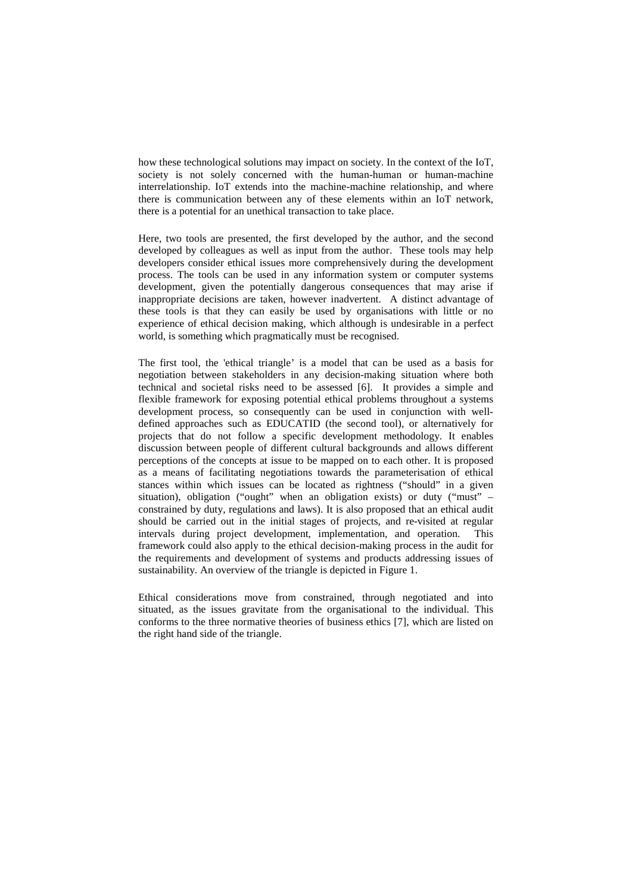how these technological solutions may impact on society. In the context of the IoT, society is not solely concerned with the human-human or human-machine interrelationship. IoT extends into the machine-machine relationship, and where there is communication between any of these elements within an IoT network, there is a potential for an unethical transaction to take place.

Here, two tools are presented, the first developed by the author, and the second developed by colleagues as well as input from the author. These tools may help developers consider ethical issues more comprehensively during the development process. The tools can be used in any information system or computer systems development, given the potentially dangerous consequences that may arise if inappropriate decisions are taken, however inadvertent. A distinct advantage of these tools is that they can easily be used by organisations with little or no experience of ethical decision making, which although is undesirable in a perfect world, is something which pragmatically must be recognised.

The first tool, the 'ethical triangle' is a model that can be used as a basis for negotiation between stakeholders in any decision-making situation where both technical and societal risks need to be assessed [6]. It provides a simple and flexible framework for exposing potential ethical problems throughout a systems development process, so consequently can be used in conjunction with well-defined approaches such as EDUCATID (the second tool), or alternatively for projects that do not follow a specific development methodology. It enables discussion between people of different cultural backgrounds and allows different perceptions of the concepts at issue to be mapped on to each other. It is proposed as a means of facilitating negotiations towards the parameterisation of ethical stances within which issues can be located as rightness ("should" in a given situation), obligation ("ought" when an obligation exists) or duty ("must" – constrained by duty, regulations and laws). It is also proposed that an ethical audit should be carried out in the initial stages of projects, and re-visited at regular intervals during project development, implementation, and operation. This framework could also apply to the ethical decision-making process in the audit for the requirements and development of systems and products addressing issues of sustainability. An overview of the triangle is depicted in Figure 1.

Ethical considerations move from constrained, through negotiated and into situated, as the issues gravitate from the organisational to the individual. This conforms to the three normative theories of business ethics [7], which are listed on the right hand side of the triangle.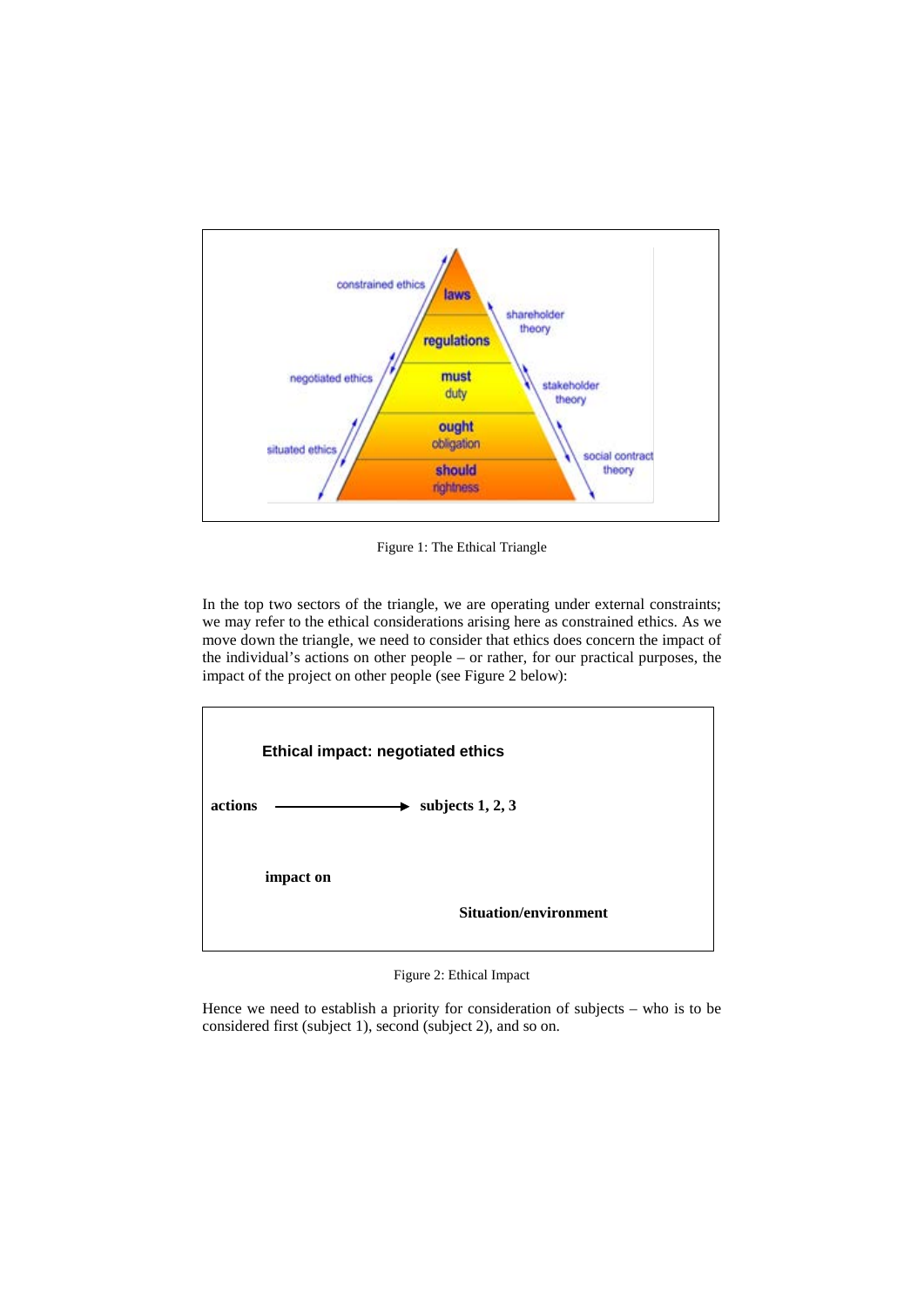Figure 1: The Ethical Triangle

In the top two sectors of the triangle, we are operating under external constraints; we may refer to the ethical considerations arising here as constrained ethics. As we move down the triangle, we need to consider that ethics does concern the impact of the individual's actions on other people – or rather, for our practical purposes, the impact of the project on other people (see Figure 2 below):

**Ethical impact: negotiated ethics**

**actions** ————→ **subjects 1, 2, 3**

**impact on**

**Situation/environment**

Figure 2: Ethical Impact

Hence we need to establish a priority for consideration of subjects – who is to be considered first (subject 1), second (subject 2), and so on.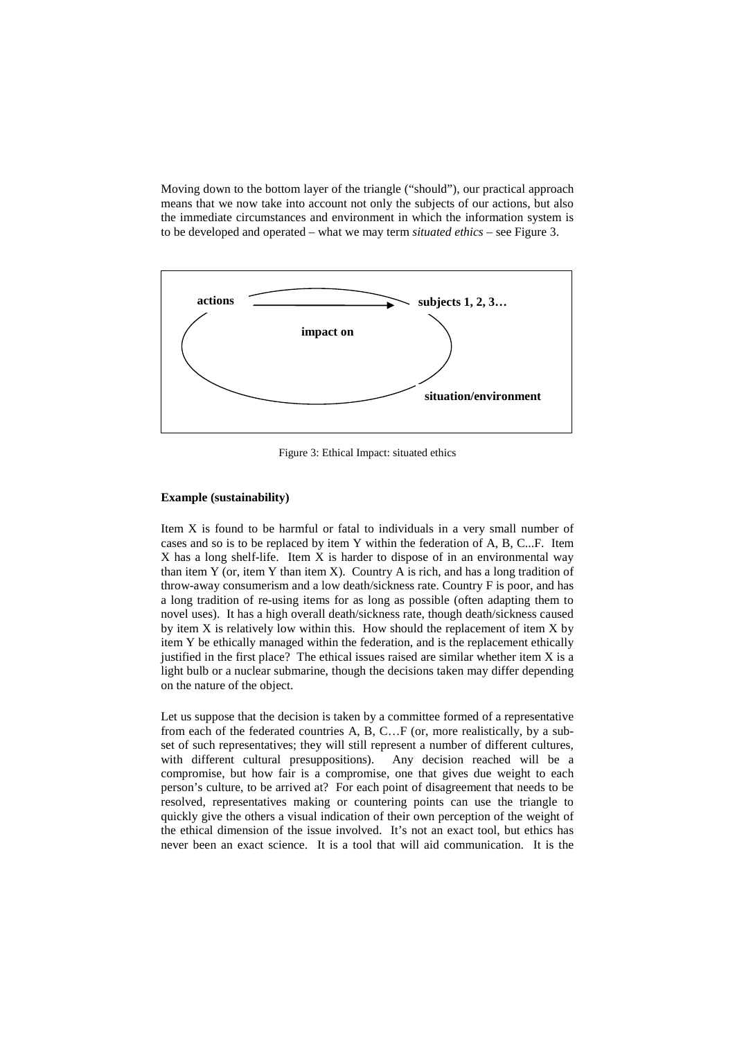Moving down to the bottom layer of the triangle ("should"), our practical approach means that we now take into account not only the subjects of our actions, but also the immediate circumstances and environment in which the information system is to be developed and operated – what we may term *situated ethics* – see Figure 3.

**actions** → **subjects 1, 2, 3…**

**impact on**

**situation/environment**

Figure 3: Ethical Impact: situated ethics

**Example (sustainability)**

Item X is found to be harmful or fatal to individuals in a very small number of cases and so is to be replaced by item Y within the federation of A, B, C...F. Item X has a long shelf-life. Item X is harder to dispose of in an environmental way than item Y (or, item Y than item X). Country A is rich, and has a long tradition of throw-away consumerism and a low death/sickness rate. Country F is poor, and has a long tradition of re-using items for as long as possible (often adapting them to novel uses). It has a high overall death/sickness rate, though death/sickness caused by item X is relatively low within this. How should the replacement of item X by item Y be ethically managed within the federation, and is the replacement ethically justified in the first place? The ethical issues raised are similar whether item X is a light bulb or a nuclear submarine, though the decisions taken may differ depending on the nature of the object.

Let us suppose that the decision is taken by a committee formed of a representative from each of the federated countries A, B, C…F (or, more realistically, by a sub-set of such representatives; they will still represent a number of different cultures, with different cultural presuppositions). Any decision reached will be a compromise, but how fair is a compromise, one that gives due weight to each person's culture, to be arrived at? For each point of disagreement that needs to be resolved, representatives making or countering points can use the triangle to quickly give the others a visual indication of their own perception of the weight of the ethical dimension of the issue involved. It's not an exact tool, but ethics has never been an exact science. It is a tool that will aid communication. It is the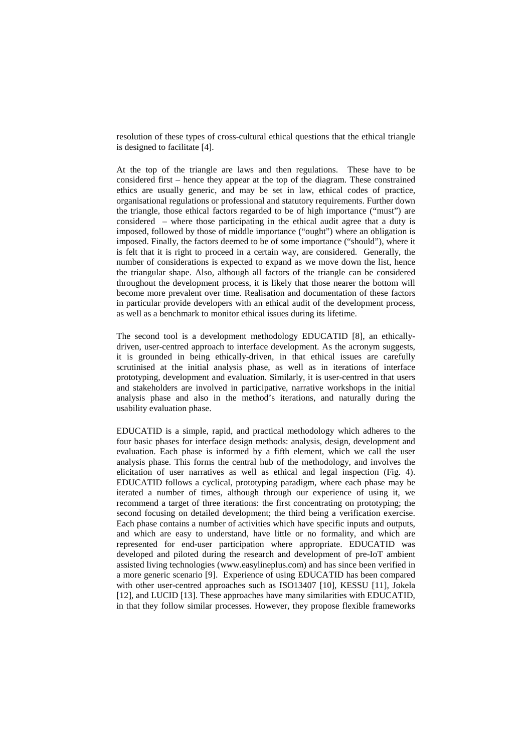resolution of these types of cross-cultural ethical questions that the ethical triangle is designed to facilitate [4].

At the top of the triangle are laws and then regulations. These have to be considered first – hence they appear at the top of the diagram. These constrained ethics are usually generic, and may be set in law, ethical codes of practice, organisational regulations or professional and statutory requirements. Further down the triangle, those ethical factors regarded to be of high importance ("must") are considered – where those participating in the ethical audit agree that a duty is imposed, followed by those of middle importance ("ought") where an obligation is imposed. Finally, the factors deemed to be of some importance ("should"), where it is felt that it is right to proceed in a certain way, are considered. Generally, the number of considerations is expected to expand as we move down the list, hence the triangular shape. Also, although all factors of the triangle can be considered throughout the development process, it is likely that those nearer the bottom will become more prevalent over time. Realisation and documentation of these factors in particular provide developers with an ethical audit of the development process, as well as a benchmark to monitor ethical issues during its lifetime.

The second tool is a development methodology EDUCATID [8], an ethically-driven, user-centred approach to interface development. As the acronym suggests, it is grounded in being ethically-driven, in that ethical issues are carefully scrutinised at the initial analysis phase, as well as in iterations of interface prototyping, development and evaluation. Similarly, it is user-centred in that users and stakeholders are involved in participative, narrative workshops in the initial analysis phase and also in the method's iterations, and naturally during the usability evaluation phase.

EDUCATID is a simple, rapid, and practical methodology which adheres to the four basic phases for interface design methods: analysis, design, development and evaluation. Each phase is informed by a fifth element, which we call the user analysis phase. This forms the central hub of the methodology, and involves the elicitation of user narratives as well as ethical and legal inspection (Fig. 4). EDUCATID follows a cyclical, prototyping paradigm, where each phase may be iterated a number of times, although through our experience of using it, we recommend a target of three iterations: the first concentrating on prototyping; the second focusing on detailed development; the third being a verification exercise. Each phase contains a number of activities which have specific inputs and outputs, and which are easy to understand, have little or no formality, and which are represented for end-user participation where appropriate. EDUCATID was developed and piloted during the research and development of pre-IoT ambient assisted living technologies (www.easylineplus.com) and has since been verified in a more generic scenario [9]. Experience of using EDUCATID has been compared with other user-centred approaches such as ISO13407 [10], KESSU [11], Jokela [12], and LUCID [13]. These approaches have many similarities with EDUCATID, in that they follow similar processes. However, they propose flexible frameworks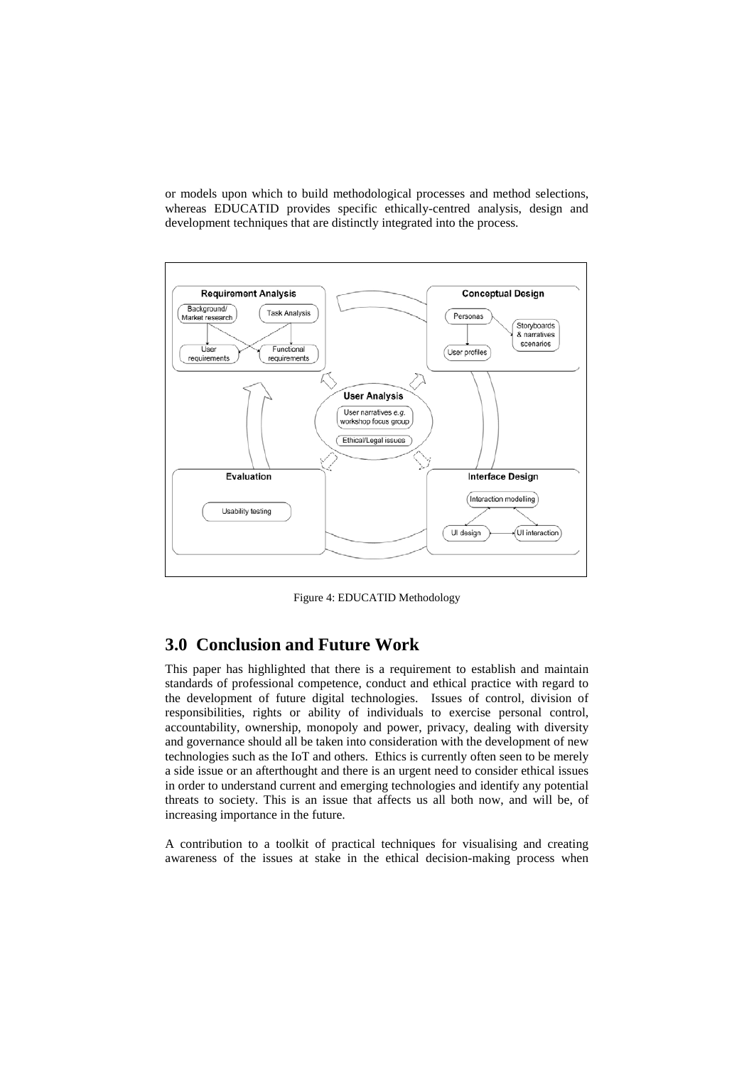or models upon which to build methodological processes and method selections, whereas EDUCATID provides specific ethically-centred analysis, design and development techniques that are distinctly integrated into the process.

Figure 4: EDUCATID Methodology

## 3.0 Conclusion and Future Work

This paper has highlighted that there is a requirement to establish and maintain standards of professional competence, conduct and ethical practice with regard to the development of future digital technologies. Issues of control, division of responsibilities, rights or ability of individuals to exercise personal control, accountability, ownership, monopoly and power, privacy, dealing with diversity and governance should all be taken into consideration with the development of new technologies such as the IoT and others. Ethics is currently often seen to be merely a side issue or an afterthought and there is an urgent need to consider ethical issues in order to understand current and emerging technologies and identify any potential threats to society. This is an issue that affects us all both now, and will be, of increasing importance in the future.

A contribution to a toolkit of practical techniques for visualising and creating awareness of the issues at stake in the ethical decision-making process when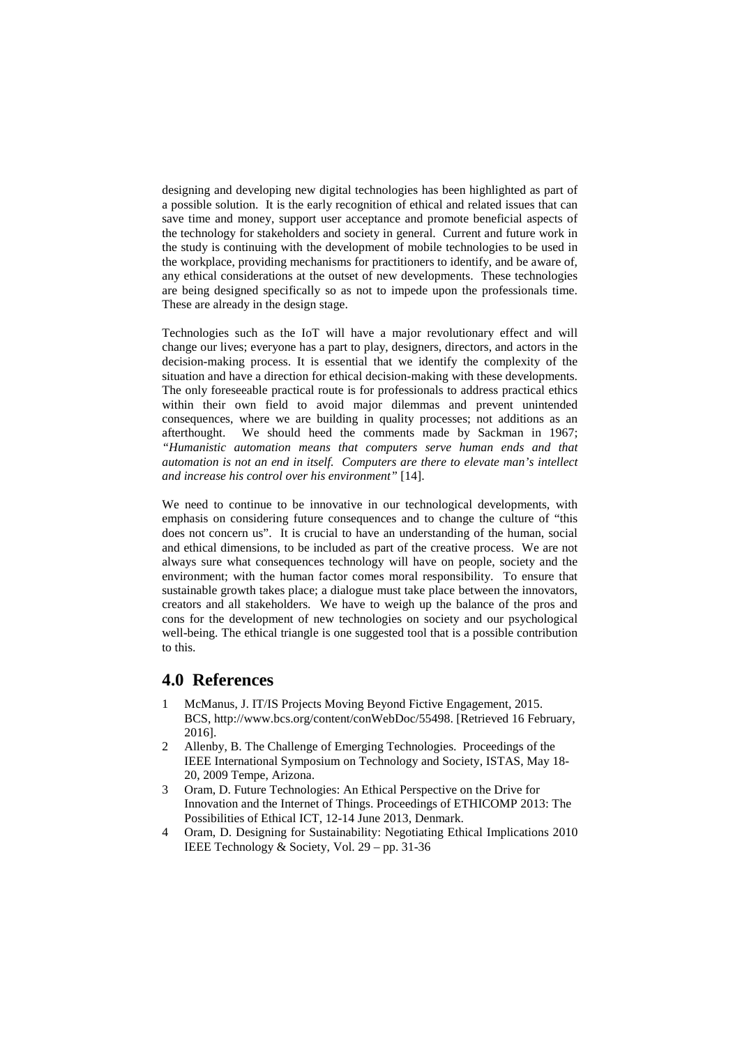designing and developing new digital technologies has been highlighted as part of a possible solution. It is the early recognition of ethical and related issues that can save time and money, support user acceptance and promote beneficial aspects of the technology for stakeholders and society in general. Current and future work in the study is continuing with the development of mobile technologies to be used in the workplace, providing mechanisms for practitioners to identify, and be aware of, any ethical considerations at the outset of new developments. These technologies are being designed specifically so as not to impede upon the professionals time. These are already in the design stage.

Technologies such as the IoT will have a major revolutionary effect and will change our lives; everyone has a part to play, designers, directors, and actors in the decision-making process. It is essential that we identify the complexity of the situation and have a direction for ethical decision-making with these developments. The only foreseeable practical route is for professionals to address practical ethics within their own field to avoid major dilemmas and prevent unintended consequences, where we are building in quality processes; not additions as an afterthought. We should heed the comments made by Sackman in 1967; *"Humanistic automation means that computers serve human ends and that automation is not an end in itself. Computers are there to elevate man's intellect and increase his control over his environment"* [14].

We need to continue to be innovative in our technological developments, with emphasis on considering future consequences and to change the culture of "this does not concern us". It is crucial to have an understanding of the human, social and ethical dimensions, to be included as part of the creative process. We are not always sure what consequences technology will have on people, society and the environment; with the human factor comes moral responsibility. To ensure that sustainable growth takes place; a dialogue must take place between the innovators, creators and all stakeholders. We have to weigh up the balance of the pros and cons for the development of new technologies on society and our psychological well-being. The ethical triangle is one suggested tool that is a possible contribution to this.

## 4.0 References

1. McManus, J. IT/IS Projects Moving Beyond Fictive Engagement, 2015. BCS, http://www.bcs.org/content/conWebDoc/55498. [Retrieved 16 February, 2016].
2. Allenby, B. The Challenge of Emerging Technologies. Proceedings of the IEEE International Symposium on Technology and Society, ISTAS, May 18-20, 2009 Tempe, Arizona.
3. Oram, D. Future Technologies: An Ethical Perspective on the Drive for Innovation and the Internet of Things. Proceedings of ETHICOMP 2013: The Possibilities of Ethical ICT, 12-14 June 2013, Denmark.
4. Oram, D. Designing for Sustainability: Negotiating Ethical Implications 2010 IEEE Technology & Society, Vol. 29 – pp. 31-36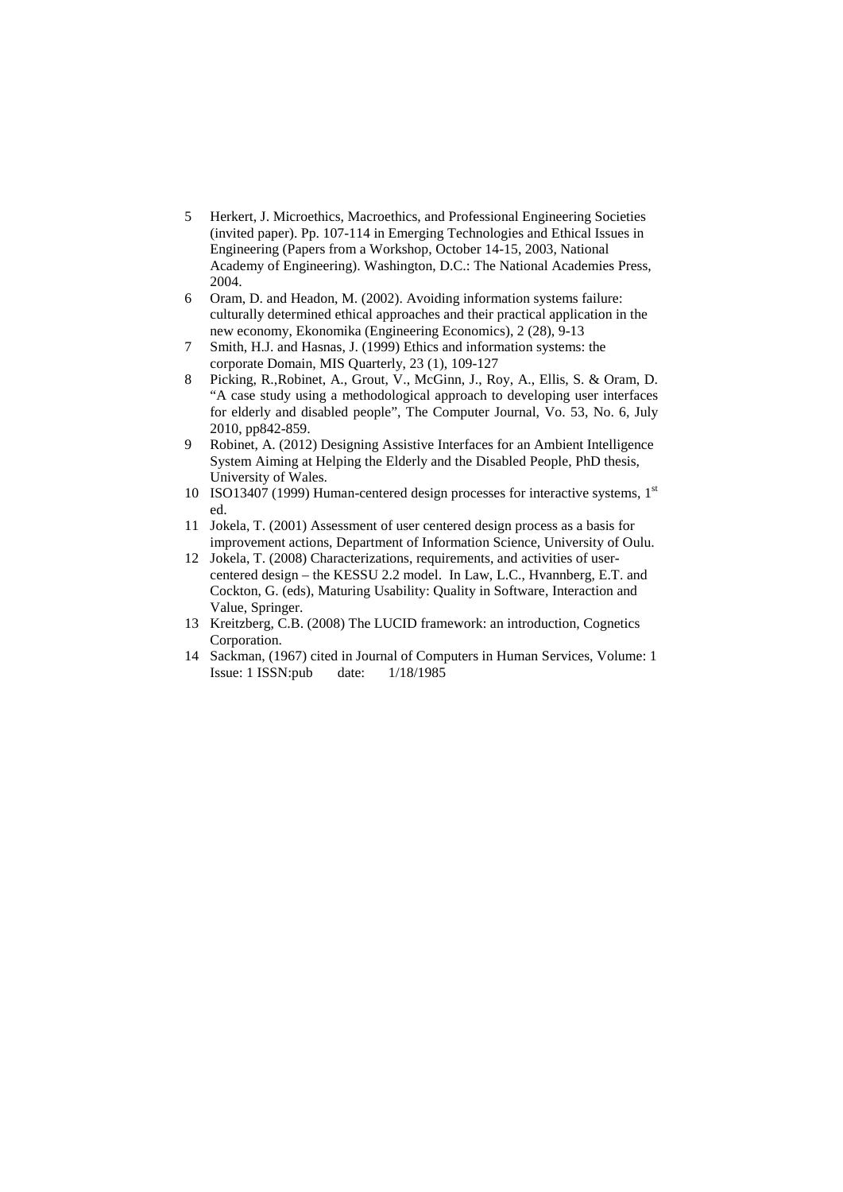5 Herkert, J. Microethics, Macroethics, and Professional Engineering Societies (invited paper). Pp. 107-114 in Emerging Technologies and Ethical Issues in Engineering (Papers from a Workshop, October 14-15, 2003, National Academy of Engineering). Washington, D.C.: The National Academies Press, 2004.

6 Oram, D. and Headon, M. (2002). Avoiding information systems failure: culturally determined ethical approaches and their practical application in the new economy, Ekonomika (Engineering Economics), 2 (28), 9-13

7 Smith, H.J. and Hasnas, J. (1999) Ethics and information systems: the corporate Domain, MIS Quarterly, 23 (1), 109-127

8 Picking, R.,Robinet, A., Grout, V., McGinn, J., Roy, A., Ellis, S. & Oram, D. "A case study using a methodological approach to developing user interfaces for elderly and disabled people", The Computer Journal, Vo. 53, No. 6, July 2010, pp842-859.

9 Robinet, A. (2012) Designing Assistive Interfaces for an Ambient Intelligence System Aiming at Helping the Elderly and the Disabled People, PhD thesis, University of Wales.

10 ISO13407 (1999) Human-centered design processes for interactive systems, 1st ed.

11 Jokela, T. (2001) Assessment of user centered design process as a basis for improvement actions, Department of Information Science, University of Oulu.

12 Jokela, T. (2008) Characterizations, requirements, and activities of user-centered design – the KESSU 2.2 model. In Law, L.C., Hvannberg, E.T. and Cockton, G. (eds), Maturing Usability: Quality in Software, Interaction and Value, Springer.

13 Kreitzberg, C.B. (2008) The LUCID framework: an introduction, Cognetics Corporation.

14 Sackman, (1967) cited in Journal of Computers in Human Services, Volume: 1 Issue: 1 ISSN:pub date: 1/18/1985